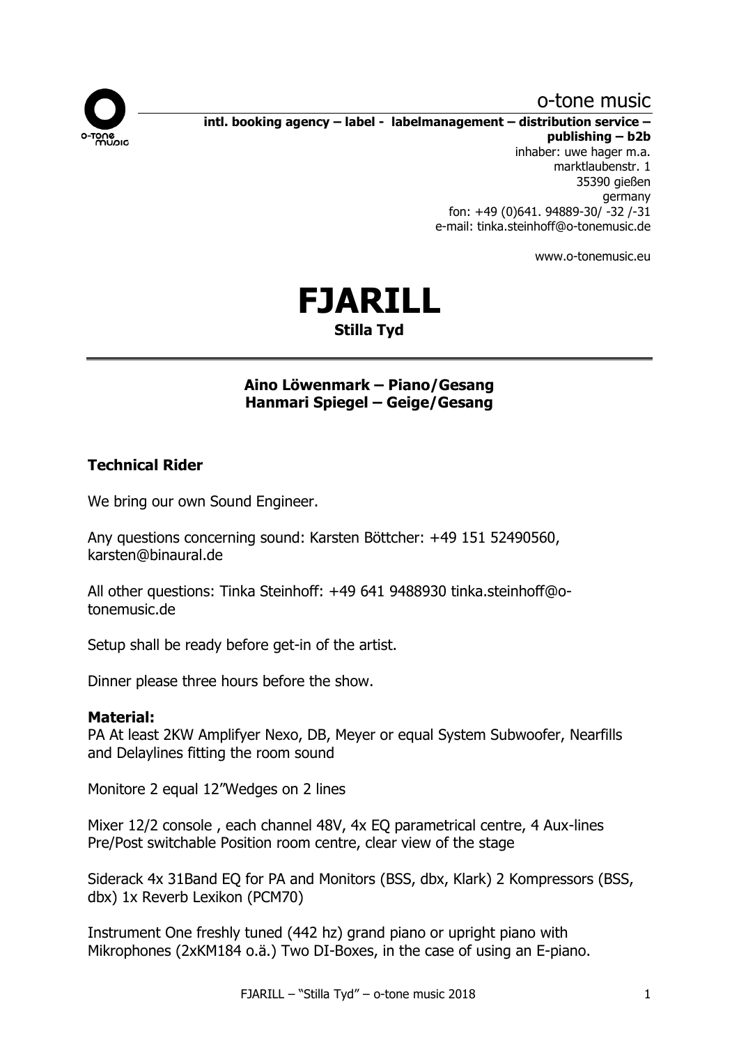o-tone music

**intl. booking agency – label - labelmanagement – distribution service – publishing – b2b**

inhaber: uwe hager m.a.
marktlaubenstr. 1
35390 gießen
germany
fon: +49 (0)641. 94889-30/ -32 /-31
e-mail: tinka.steinhoff@o-tonemusic.de

www.o-tonemusic.eu

# FJARILL

**Stilla Tyd**

---

**Aino Löwenmark – Piano/Gesang**
**Hanmari Spiegel – Geige/Gesang**

## Technical Rider

We bring our own Sound Engineer.

Any questions concerning sound: Karsten Böttcher: +49 151 52490560, karsten@binaural.de

All other questions: Tinka Steinhoff: +49 641 9488930 tinka.steinhoff@o-tonemusic.de

Setup shall be ready before get-in of the artist.

Dinner please three hours before the show.

**Material:**

PA At least 2KW Amplifyer Nexo, DB, Meyer or equal System Subwoofer, Nearfills and Delaylines fitting the room sound

Monitore 2 equal 12"Wedges on 2 lines

Mixer 12/2 console , each channel 48V, 4x EQ parametrical centre, 4 Aux-lines Pre/Post switchable Position room centre, clear view of the stage

Siderack 4x 31Band EQ for PA and Monitors (BSS, dbx, Klark) 2 Kompressors (BSS, dbx) 1x Reverb Lexikon (PCM70)

Instrument One freshly tuned (442 hz) grand piano or upright piano with Mikrophones (2xKM184 o.ä.) Two DI-Boxes, in the case of using an E-piano.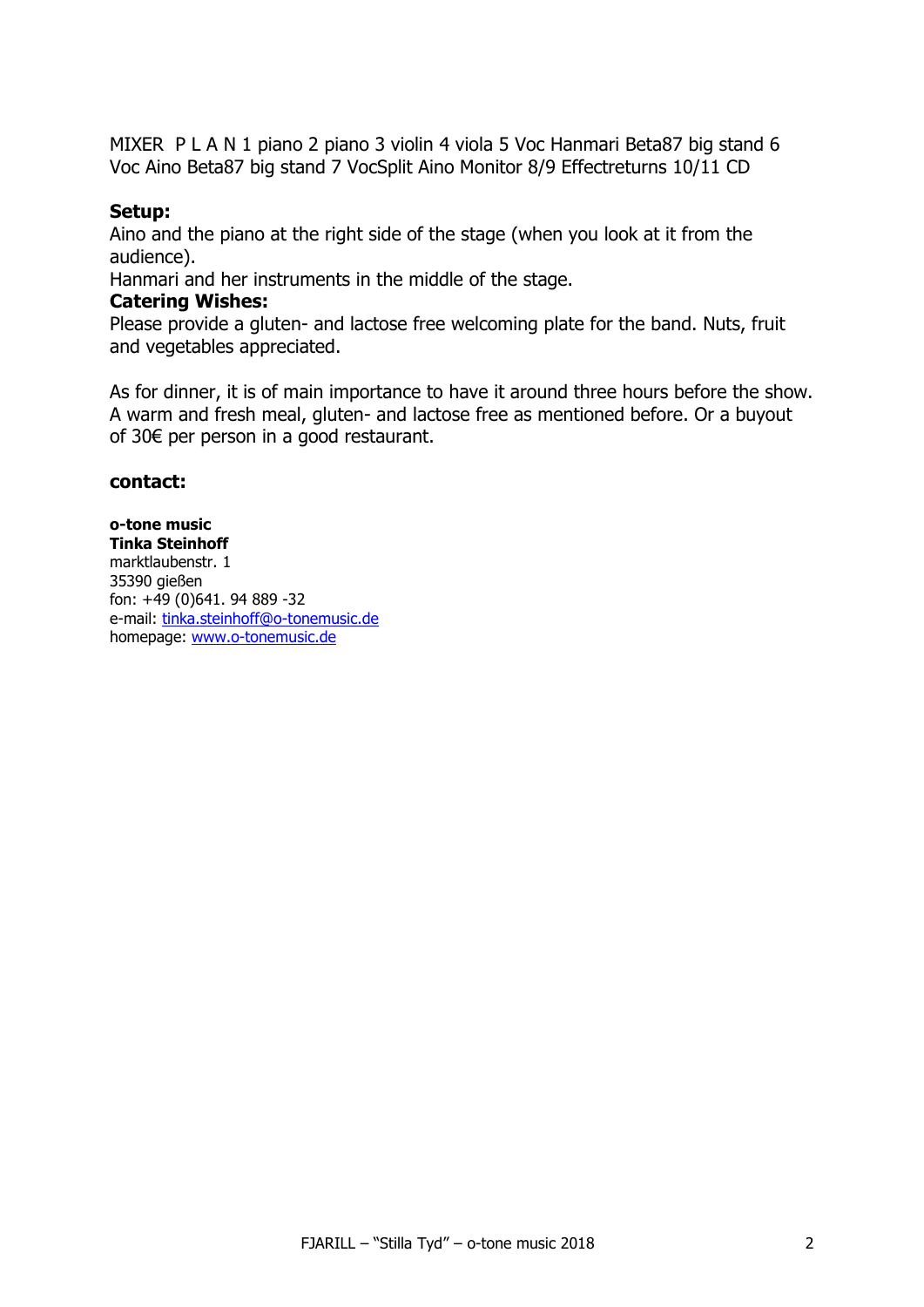MIXER  P L A N 1 piano 2 piano 3 violin 4 viola 5 Voc Hanmari Beta87 big stand 6 Voc Aino Beta87 big stand 7 VocSplit Aino Monitor 8/9 Effectreturns 10/11 CD

**Setup:**
Aino and the piano at the right side of the stage (when you look at it from the audience).
Hanmari and her instruments in the middle of the stage.
**Catering Wishes:**
Please provide a gluten- and lactose free welcoming plate for the band. Nuts, fruit and vegetables appreciated.

As for dinner, it is of main importance to have it around three hours before the show. A warm and fresh meal, gluten- and lactose free as mentioned before. Or a buyout of 30€ per person in a good restaurant.

**contact:**

**o-tone music**
**Tinka Steinhoff**
marktlaubenstr. 1
35390 gießen
fon: +49 (0)641. 94 889 -32
e-mail: tinka.steinhoff@o-tonemusic.de
homepage: www.o-tonemusic.de